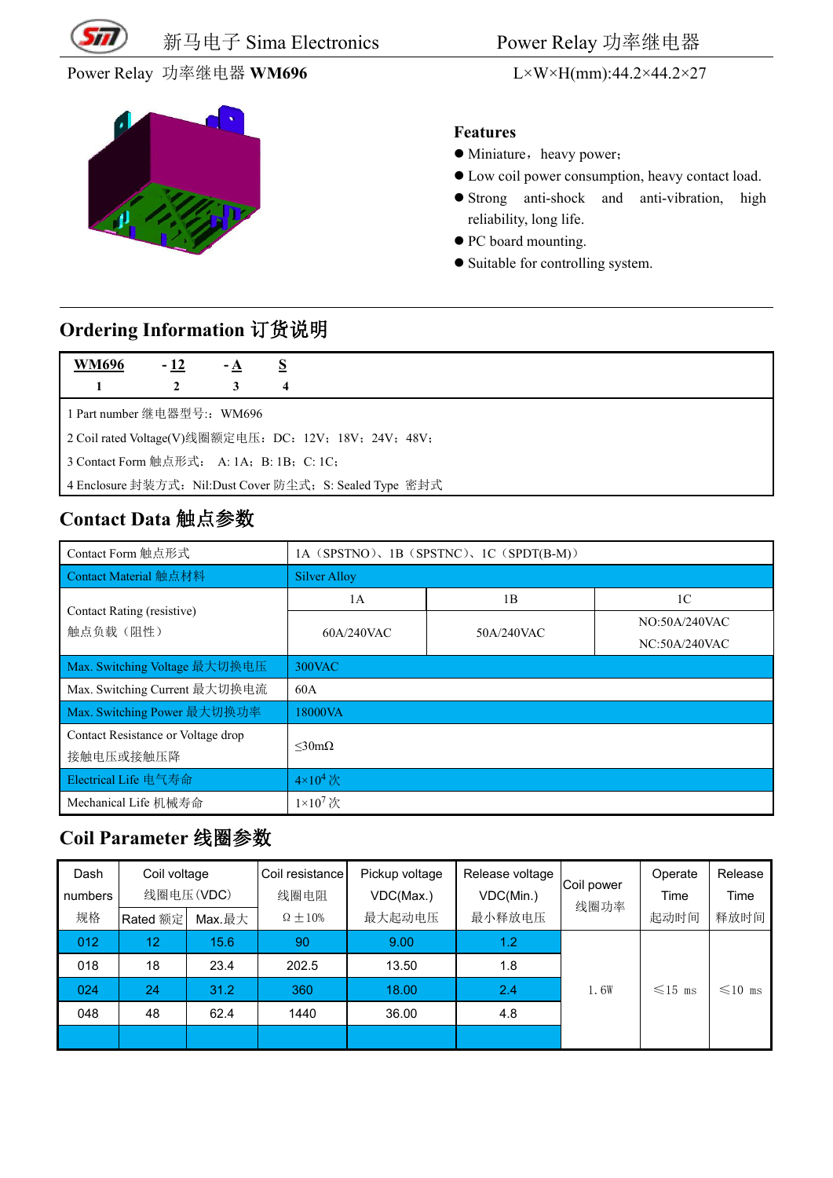新马电子 Sima Electronics　　　Power Relay 功率继电器

Power Relay 功率继电器 **WM696**　　　L×W×H(mm):44.2×44.2×27

### Features

- Miniature，heavy power;
- Low coil power consumption, heavy contact load.
- Strong anti-shock and anti-vibration, high reliability, long life.
- PC board mounting.
- Suitable for controlling system.

## Ordering Information 订货说明

| **WM696** | **- 12** | **- A** | **S** |
|---|---|---|---|
| 1 | 2 | 3 | 4 |

1 Part number 继电器型号:：WM696

2 Coil rated Voltage(V)线圈额定电压：DC：12V；18V；24V；48V；

3 Contact Form 触点形式：　A: 1A；B: 1B；C: 1C；

4 Enclosure 封装方式：Nil:Dust Cover 防尘式；S: Sealed Type 密封式

## Contact Data 触点参数

| Contact Form 触点形式 | 1A（SPSTNO）、1B（SPSTNC）、1C（SPDT(B-M)） | | |
|---|---|---|---|
| Contact Material 触点材料 | Silver Alloy | | |
| Contact Rating (resistive) 触点负载（阻性） | 1A | 1B | 1C |
| | 60A/240VAC | 50A/240VAC | NO:50A/240VAC NC:50A/240VAC |
| Max. Switching Voltage 最大切换电压 | 300VAC | | |
| Max. Switching Current 最大切换电流 | 60A | | |
| Max. Switching Power 最大切换功率 | 18000VA | | |
| Contact Resistance or Voltage drop 接触电压或接触压降 | ≤30mΩ | | |
| Electrical Life 电气寿命 | $4\times10^4$ 次 | | |
| Mechanical Life 机械寿命 | $1\times10^7$ 次 | | |

## Coil Parameter 线圈参数

| Dash numbers 规格 | Coil voltage 线圈电压(VDC) | | Coil resistance 线圈电阻 Ω±10% | Pickup voltage VDC(Max.) 最大起动电压 | Release voltage VDC(Min.) 最小释放电压 | Coil power 线圈功率 | Operate Time 起动时间 | Release Time 释放时间 |
|---|---|---|---|---|---|---|---|---|
| | Rated 额定 | Max.最大 | | | | | | |
| 012 | 12 | 15.6 | 90 | 9.00 | 1.2 | 1.6W | ≤15 ms | ≤10 ms |
| 018 | 18 | 23.4 | 202.5 | 13.50 | 1.8 | | | |
| 024 | 24 | 31.2 | 360 | 18.00 | 2.4 | | | |
| 048 | 48 | 62.4 | 1440 | 36.00 | 4.8 | | | |
| | | | | | | | | |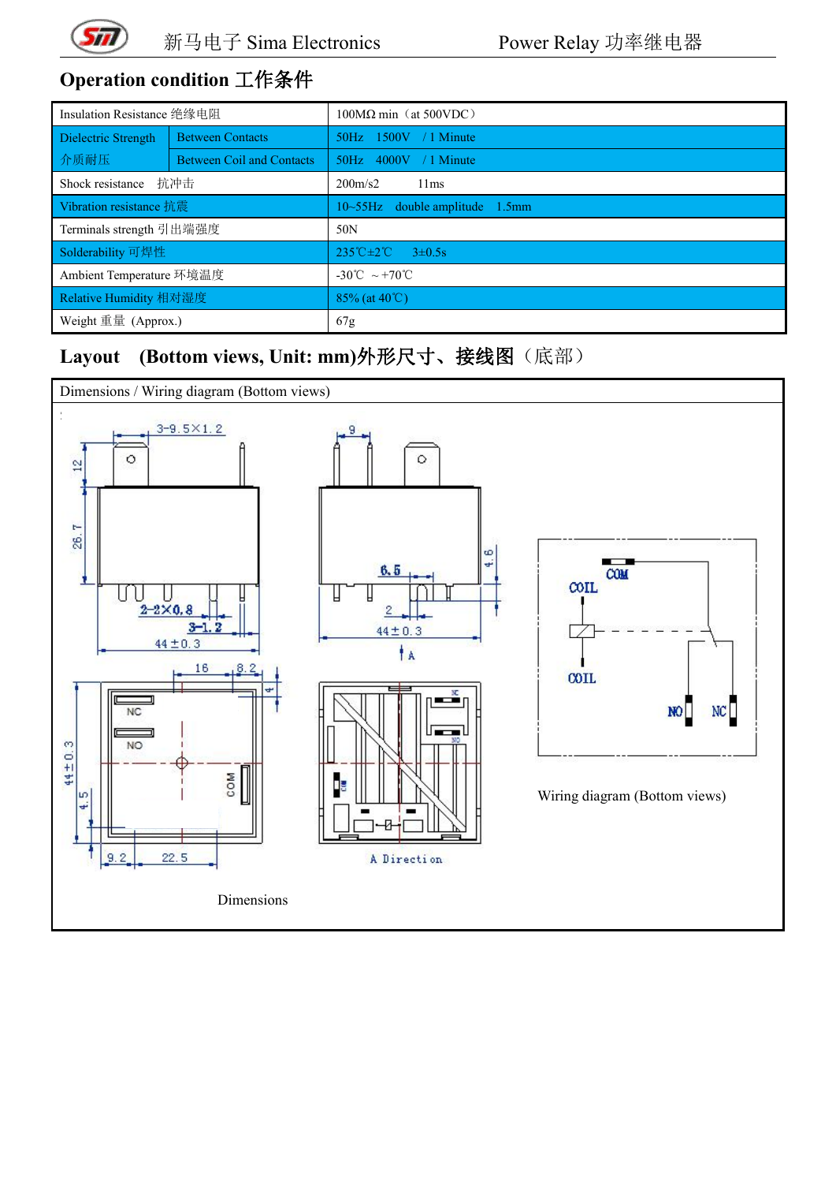## Operation condition 工作条件

| | | |
|---|---|---|
| Insulation Resistance 绝缘电阻 | | 100MΩ min（at 500VDC） |
| Dielectric Strength 介质耐压 | Between Contacts | 50Hz 1500V / 1 Minute |
| | Between Coil and Contacts | 50Hz 4000V / 1 Minute |
| Shock resistance 抗冲击 | | 200m/s2 11ms |
| Vibration resistance 抗震 | | 10~55Hz double amplitude 1.5mm |
| Terminals strength 引出端强度 | | 50N |
| Solderability 可焊性 | | 235℃±2℃ 3±0.5s |
| Ambient Temperature 环境温度 | | -30℃ ～+70℃ |
| Relative Humidity 相对湿度 | | 85% (at 40℃) |
| Weight 重量 (Approx.) | | 67g |

## Layout (Bottom views, Unit: mm)外形尺寸、接线图（底部）

Dimensions / Wiring diagram (Bottom views)

3-9.5×1.2
12
26.7
2-2×0.8
3-1.2
44±0.3
9
6.5
4.6
2
44±0.3
A
16
8.2
4
NC
NO
COM
44±0.3
4.5
9.2
22.5
A Direction

Dimensions

COM
COIL
COIL
NO
NC

Wiring diagram (Bottom views)